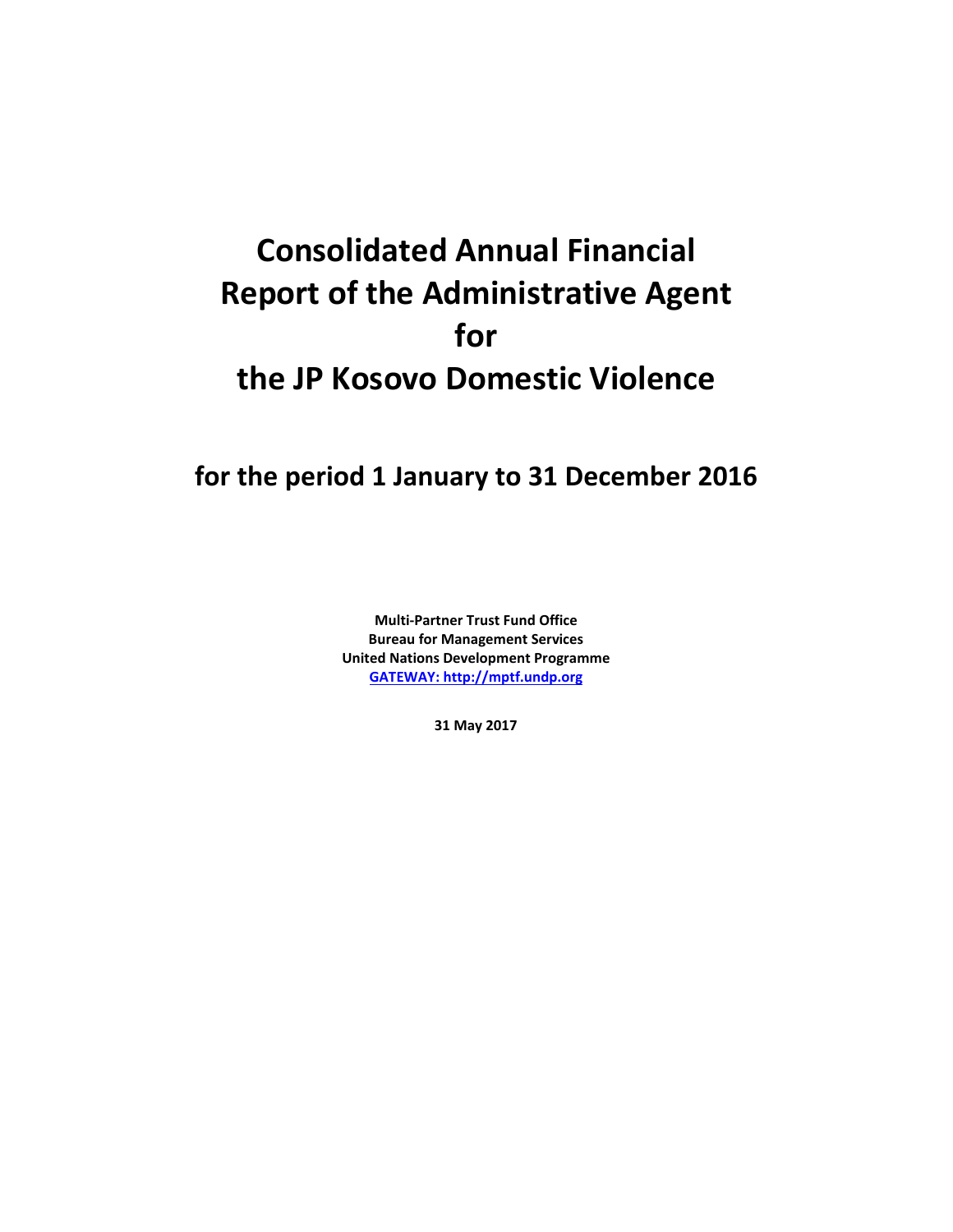# Consolidated Annual Financial Report of the Administrative Agent for the JP Kosovo Domestic Violence

## for the period 1 January to 31 December 2016

**Multi-Partner Trust Fund Office**
**Bureau for Management Services**
**United Nations Development Programme**
**[GATEWAY: http://mptf.undp.org](http://mptf.undp.org)**

**31 May 2017**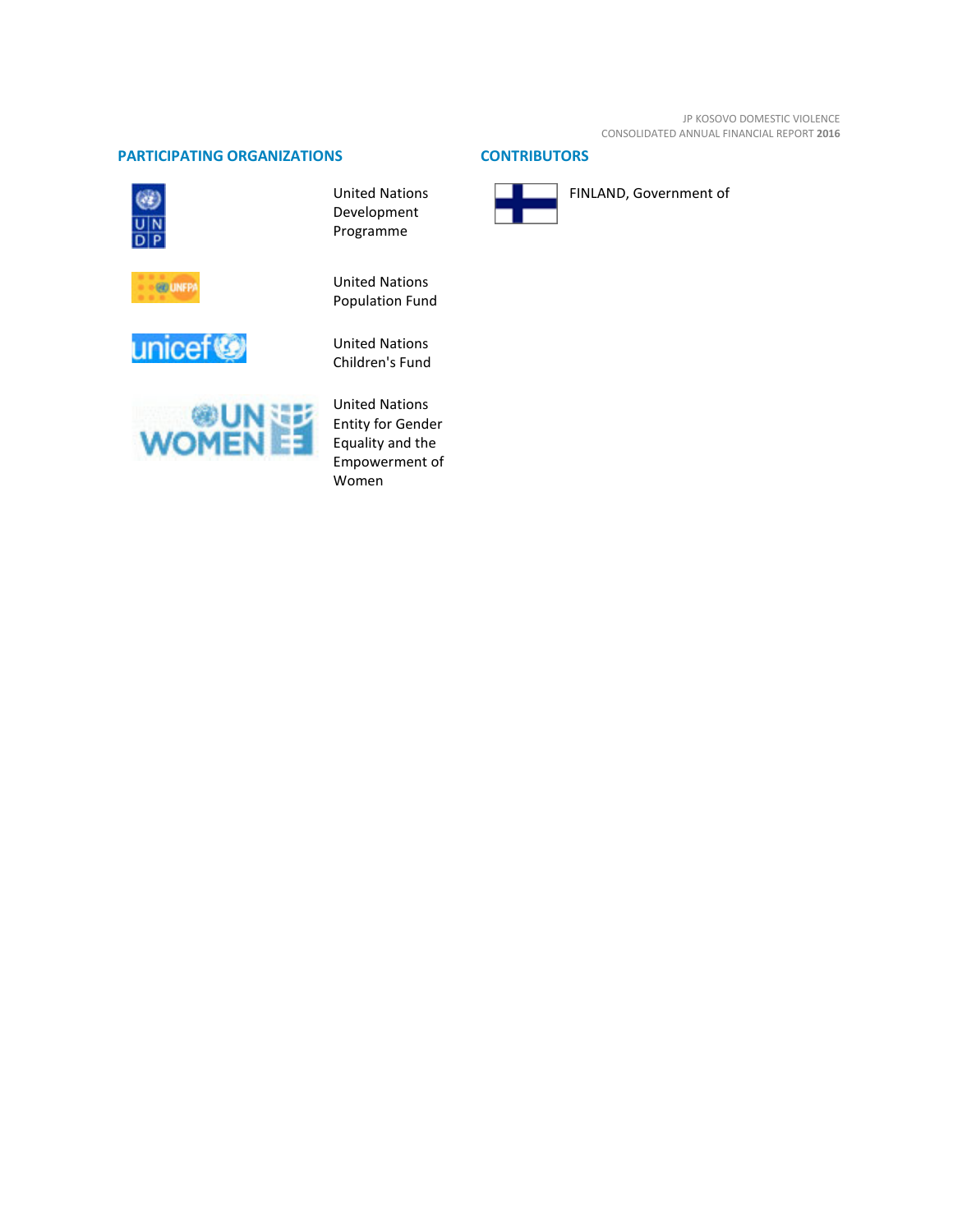## PARTICIPATING ORGANIZATIONS

United Nations Development Programme

United Nations Population Fund

United Nations Children's Fund

United Nations Entity for Gender Equality and the Empowerment of Women

## CONTRIBUTORS

FINLAND, Government of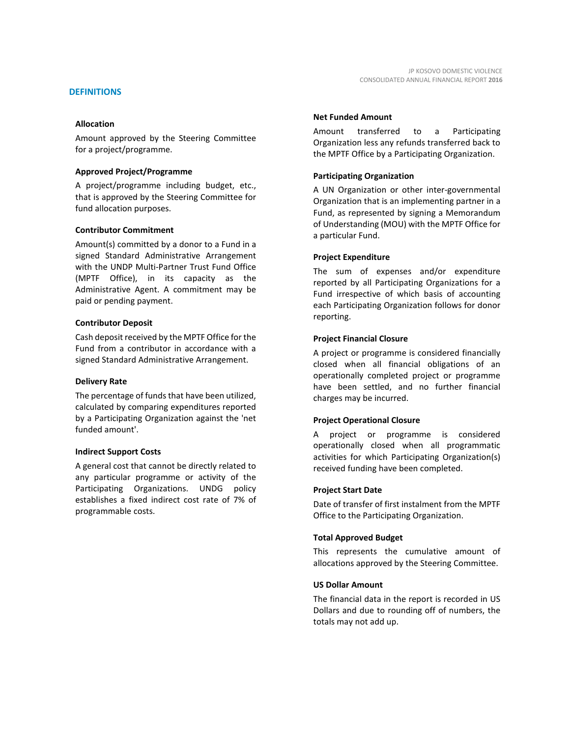## DEFINITIONS

**Allocation**

Amount approved by the Steering Committee for a project/programme.

**Approved Project/Programme**

A project/programme including budget, etc., that is approved by the Steering Committee for fund allocation purposes.

**Contributor Commitment**

Amount(s) committed by a donor to a Fund in a signed Standard Administrative Arrangement with the UNDP Multi-Partner Trust Fund Office (MPTF Office), in its capacity as the Administrative Agent. A commitment may be paid or pending payment.

**Contributor Deposit**

Cash deposit received by the MPTF Office for the Fund from a contributor in accordance with a signed Standard Administrative Arrangement.

**Delivery Rate**

The percentage of funds that have been utilized, calculated by comparing expenditures reported by a Participating Organization against the 'net funded amount'.

**Indirect Support Costs**

A general cost that cannot be directly related to any particular programme or activity of the Participating Organizations. UNDG policy establishes a fixed indirect cost rate of 7% of programmable costs.

**Net Funded Amount**

Amount transferred to a Participating Organization less any refunds transferred back to the MPTF Office by a Participating Organization.

**Participating Organization**

A UN Organization or other inter-governmental Organization that is an implementing partner in a Fund, as represented by signing a Memorandum of Understanding (MOU) with the MPTF Office for a particular Fund.

**Project Expenditure**

The sum of expenses and/or expenditure reported by all Participating Organizations for a Fund irrespective of which basis of accounting each Participating Organization follows for donor reporting.

**Project Financial Closure**

A project or programme is considered financially closed when all financial obligations of an operationally completed project or programme have been settled, and no further financial charges may be incurred.

**Project Operational Closure**

A project or programme is considered operationally closed when all programmatic activities for which Participating Organization(s) received funding have been completed.

**Project Start Date**

Date of transfer of first instalment from the MPTF Office to the Participating Organization.

**Total Approved Budget**

This represents the cumulative amount of allocations approved by the Steering Committee.

**US Dollar Amount**

The financial data in the report is recorded in US Dollars and due to rounding off of numbers, the totals may not add up.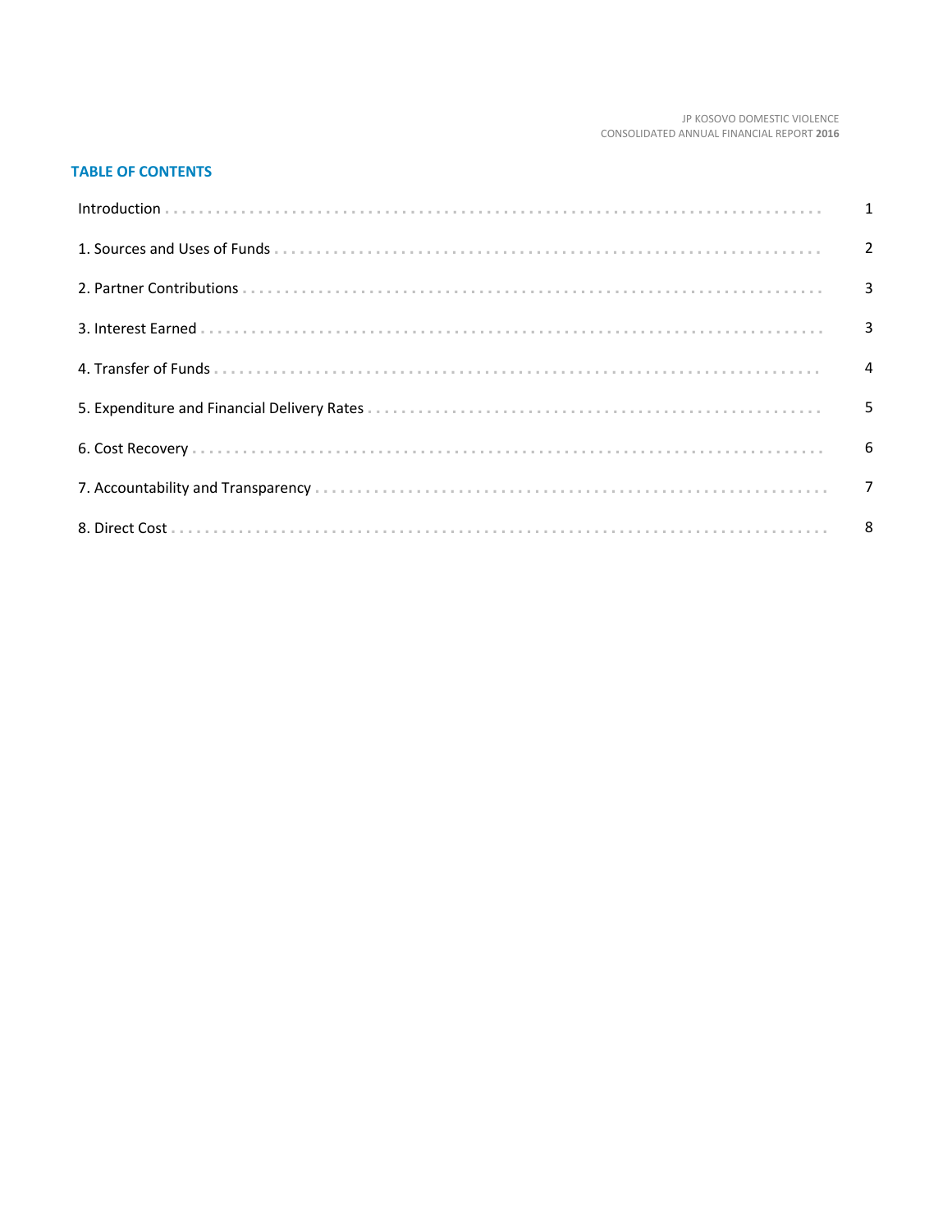## TABLE OF CONTENTS

| | |
|---|---|
| Introduction | 1 |
| 1. Sources and Uses of Funds | 2 |
| 2. Partner Contributions | 3 |
| 3. Interest Earned | 3 |
| 4. Transfer of Funds | 4 |
| 5. Expenditure and Financial Delivery Rates | 5 |
| 6. Cost Recovery | 6 |
| 7. Accountability and Transparency | 7 |
| 8. Direct Cost | 8 |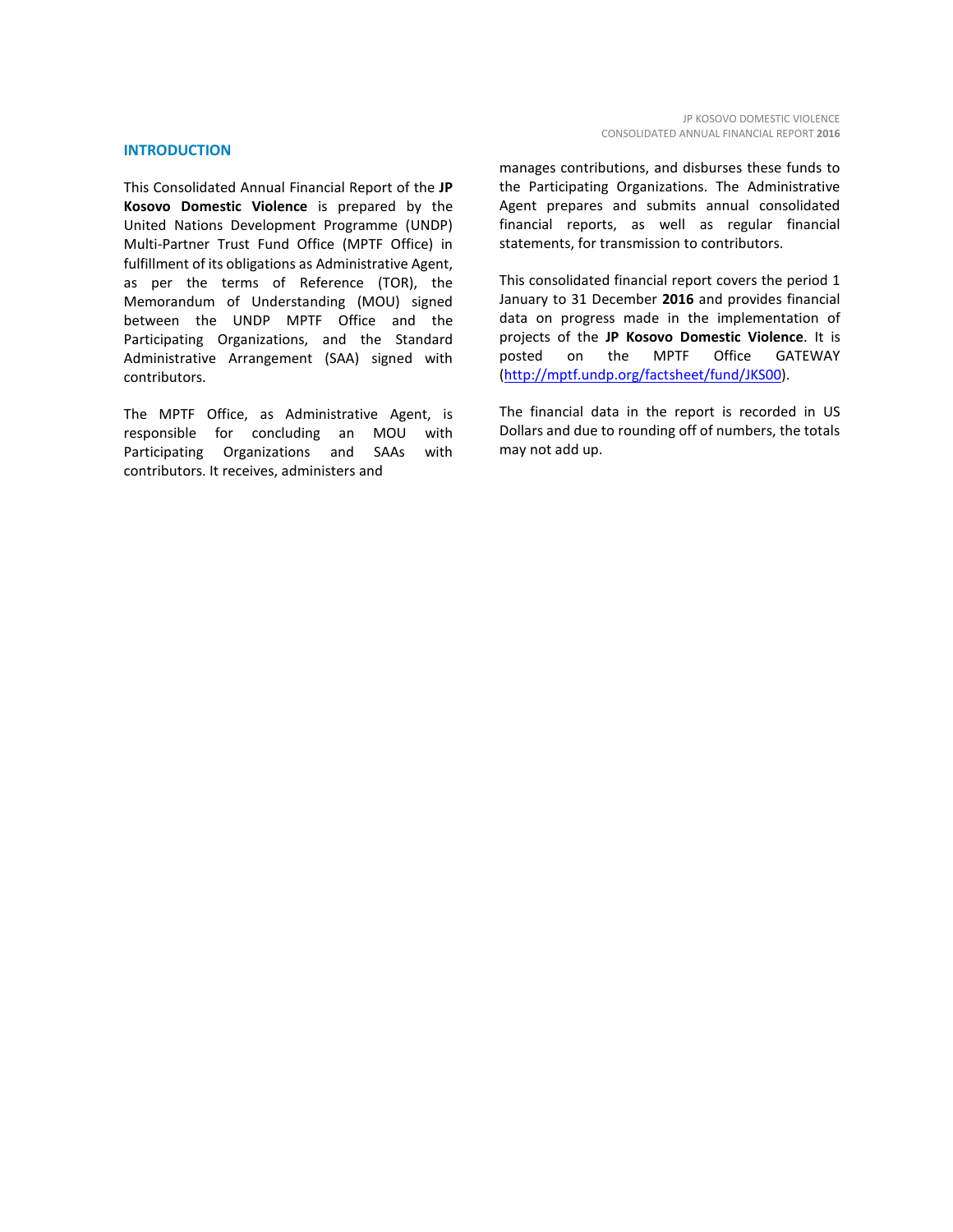## INTRODUCTION

This Consolidated Annual Financial Report of the **JP Kosovo Domestic Violence** is prepared by the United Nations Development Programme (UNDP) Multi-Partner Trust Fund Office (MPTF Office) in fulfillment of its obligations as Administrative Agent, as per the terms of Reference (TOR), the Memorandum of Understanding (MOU) signed between the UNDP MPTF Office and the Participating Organizations, and the Standard Administrative Arrangement (SAA) signed with contributors.

The MPTF Office, as Administrative Agent, is responsible for concluding an MOU with Participating Organizations and SAAs with contributors. It receives, administers and manages contributions, and disburses these funds to the Participating Organizations. The Administrative Agent prepares and submits annual consolidated financial reports, as well as regular financial statements, for transmission to contributors.

This consolidated financial report covers the period 1 January to 31 December **2016** and provides financial data on progress made in the implementation of projects of the **JP Kosovo Domestic Violence**. It is posted on the MPTF Office GATEWAY ([http://mptf.undp.org/factsheet/fund/JKS00](http://mptf.undp.org/factsheet/fund/JKS00)).

The financial data in the report is recorded in US Dollars and due to rounding off of numbers, the totals may not add up.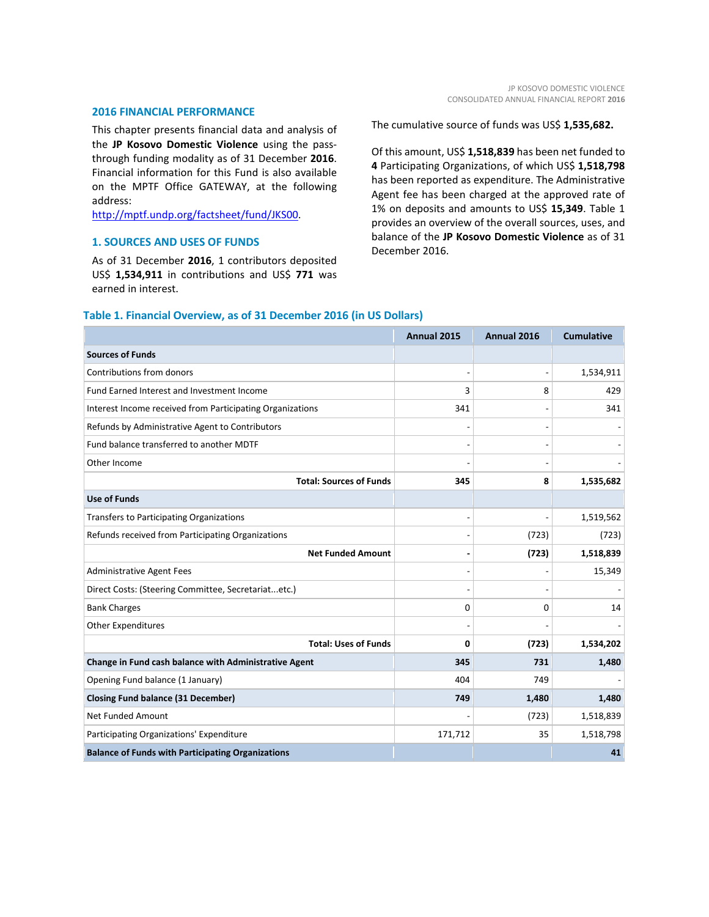## 2016 FINANCIAL PERFORMANCE

This chapter presents financial data and analysis of the **JP Kosovo Domestic Violence** using the pass-through funding modality as of 31 December **2016**. Financial information for this Fund is also available on the MPTF Office GATEWAY, at the following address: http://mptf.undp.org/factsheet/fund/JKS00.

### 1. SOURCES AND USES OF FUNDS

As of 31 December **2016**, 1 contributors deposited US$ **1,534,911** in contributions and US$ **771** was earned in interest.

The cumulative source of funds was US$ **1,535,682.**

Of this amount, US$ **1,518,839** has been net funded to **4** Participating Organizations, of which US$ **1,518,798** has been reported as expenditure. The Administrative Agent fee has been charged at the approved rate of 1% on deposits and amounts to US$ **15,349**. Table 1 provides an overview of the overall sources, uses, and balance of the **JP Kosovo Domestic Violence** as of 31 December 2016.

**Table 1. Financial Overview, as of 31 December 2016 (in US Dollars)**

| | Annual 2015 | Annual 2016 | Cumulative |
|---|---|---|---|
| **Sources of Funds** | | | |
| Contributions from donors | - | - | 1,534,911 |
| Fund Earned Interest and Investment Income | 3 | 8 | 429 |
| Interest Income received from Participating Organizations | 341 | - | 341 |
| Refunds by Administrative Agent to Contributors | - | - | - |
| Fund balance transferred to another MDTF | - | - | - |
| Other Income | - | - | - |
| **Total: Sources of Funds** | **345** | **8** | **1,535,682** |
| **Use of Funds** | | | |
| Transfers to Participating Organizations | - | - | 1,519,562 |
| Refunds received from Participating Organizations | - | (723) | (723) |
| **Net Funded Amount** | **-** | **(723)** | **1,518,839** |
| Administrative Agent Fees | - | - | 15,349 |
| Direct Costs: (Steering Committee, Secretariat...etc.) | - | - | - |
| Bank Charges | 0 | 0 | 14 |
| Other Expenditures | - | - | - |
| **Total: Uses of Funds** | **0** | **(723)** | **1,534,202** |
| **Change in Fund cash balance with Administrative Agent** | **345** | **731** | **1,480** |
| Opening Fund balance (1 January) | 404 | 749 | - |
| **Closing Fund balance (31 December)** | **749** | **1,480** | **1,480** |
| Net Funded Amount | - | (723) | 1,518,839 |
| Participating Organizations' Expenditure | 171,712 | 35 | 1,518,798 |
| **Balance of Funds with Participating Organizations** | | | **41** |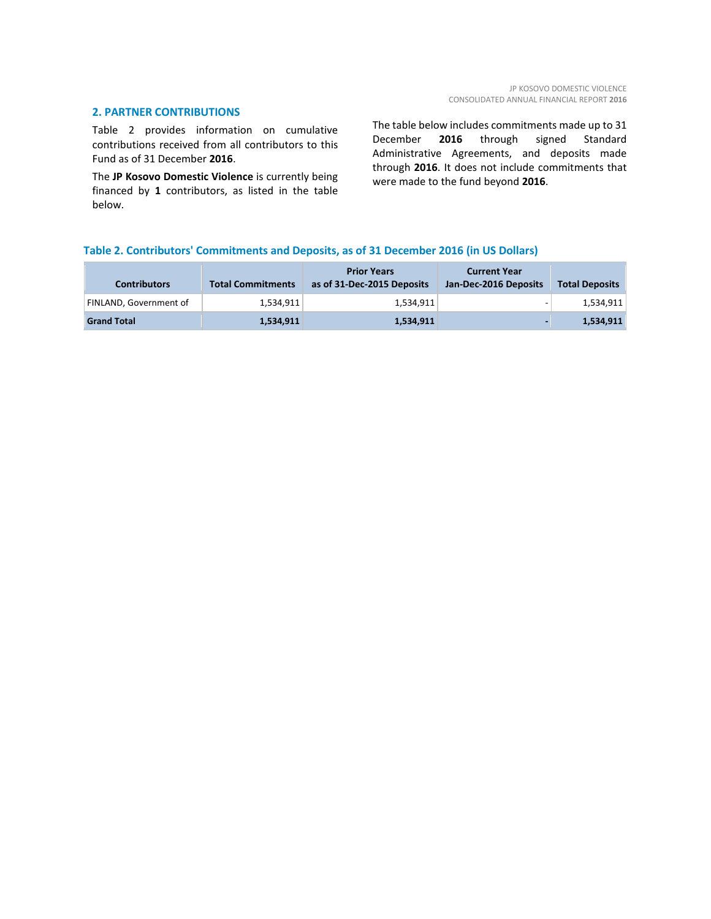## 2. PARTNER CONTRIBUTIONS

Table 2 provides information on cumulative contributions received from all contributors to this Fund as of 31 December **2016**.

The **JP Kosovo Domestic Violence** is currently being financed by **1** contributors, as listed in the table below.

The table below includes commitments made up to 31 December **2016** through signed Standard Administrative Agreements, and deposits made through **2016**. It does not include commitments that were made to the fund beyond **2016**.

### Table 2. Contributors' Commitments and Deposits, as of 31 December 2016 (in US Dollars)

| Contributors | Total Commitments | Prior Years as of 31-Dec-2015 Deposits | Current Year Jan-Dec-2016 Deposits | Total Deposits |
|---|---|---|---|---|
| FINLAND, Government of | 1,534,911 | 1,534,911 | - | 1,534,911 |
| **Grand Total** | **1,534,911** | **1,534,911** | **-** | **1,534,911** |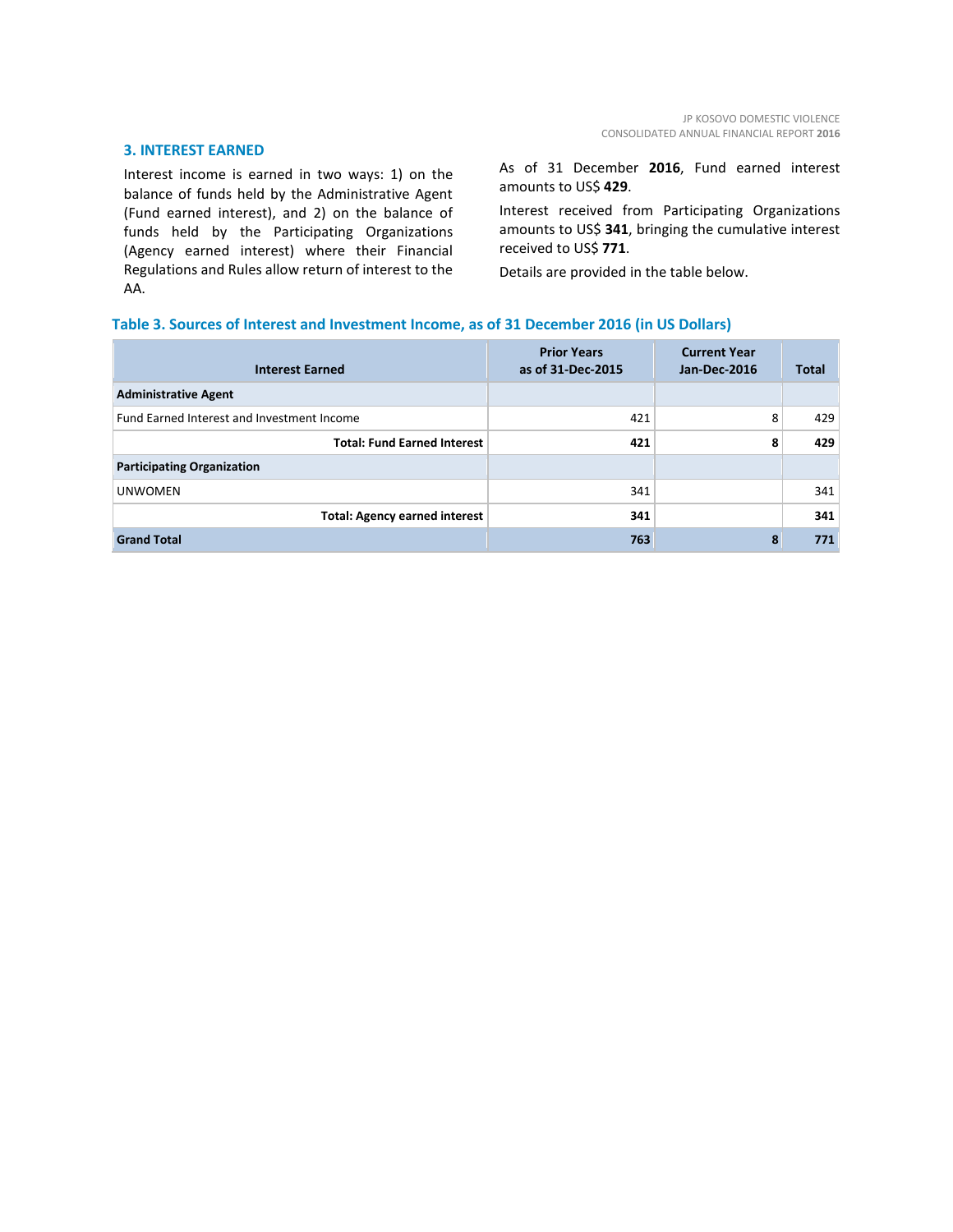## 3. INTEREST EARNED

Interest income is earned in two ways: 1) on the balance of funds held by the Administrative Agent (Fund earned interest), and 2) on the balance of funds held by the Participating Organizations (Agency earned interest) where their Financial Regulations and Rules allow return of interest to the AA.

As of 31 December **2016**, Fund earned interest amounts to US$ **429**.

Interest received from Participating Organizations amounts to US$ **341**, bringing the cumulative interest received to US$ **771**.

Details are provided in the table below.

### Table 3. Sources of Interest and Investment Income, as of 31 December 2016 (in US Dollars)

| Interest Earned | Prior Years as of 31-Dec-2015 | Current Year Jan-Dec-2016 | Total |
|---|---|---|---|
| **Administrative Agent** | | | |
| Fund Earned Interest and Investment Income | 421 | 8 | 429 |
| **Total: Fund Earned Interest** | **421** | **8** | **429** |
| **Participating Organization** | | | |
| UNWOMEN | 341 | | 341 |
| **Total: Agency earned interest** | **341** | | **341** |
| **Grand Total** | **763** | **8** | **771** |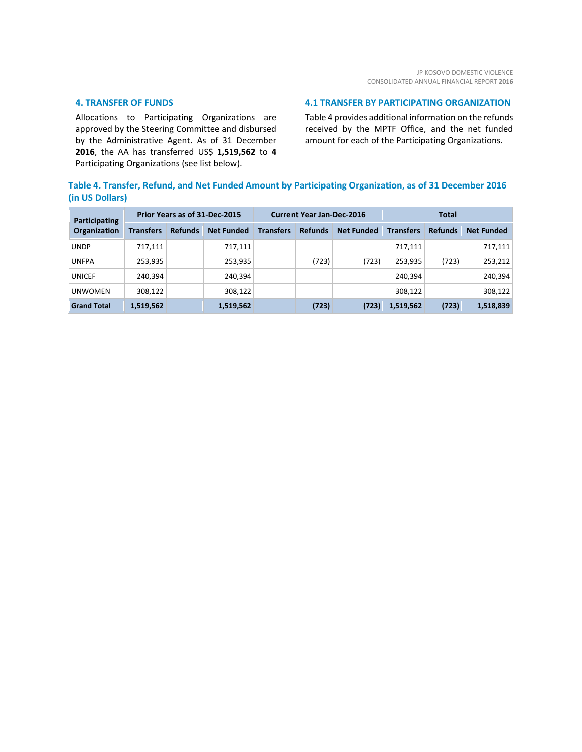## 4. TRANSFER OF FUNDS

Allocations to Participating Organizations are approved by the Steering Committee and disbursed by the Administrative Agent. As of 31 December **2016**, the AA has transferred US$ **1,519,562** to **4** Participating Organizations (see list below).

## 4.1 TRANSFER BY PARTICIPATING ORGANIZATION

Table 4 provides additional information on the refunds received by the MPTF Office, and the net funded amount for each of the Participating Organizations.

### Table 4. Transfer, Refund, and Net Funded Amount by Participating Organization, as of 31 December 2016 (in US Dollars)

| Participating Organization | Prior Years as of 31-Dec-2015 | | | Current Year Jan-Dec-2016 | | | Total | | |
|---|---|---|---|---|---|---|---|---|---|
| | Transfers | Refunds | Net Funded | Transfers | Refunds | Net Funded | Transfers | Refunds | Net Funded |
| UNDP | 717,111 | | 717,111 | | | | 717,111 | | 717,111 |
| UNFPA | 253,935 | | 253,935 | | (723) | (723) | 253,935 | (723) | 253,212 |
| UNICEF | 240,394 | | 240,394 | | | | 240,394 | | 240,394 |
| UNWOMEN | 308,122 | | 308,122 | | | | 308,122 | | 308,122 |
| **Grand Total** | **1,519,562** | | **1,519,562** | | **(723)** | **(723)** | **1,519,562** | **(723)** | **1,518,839** |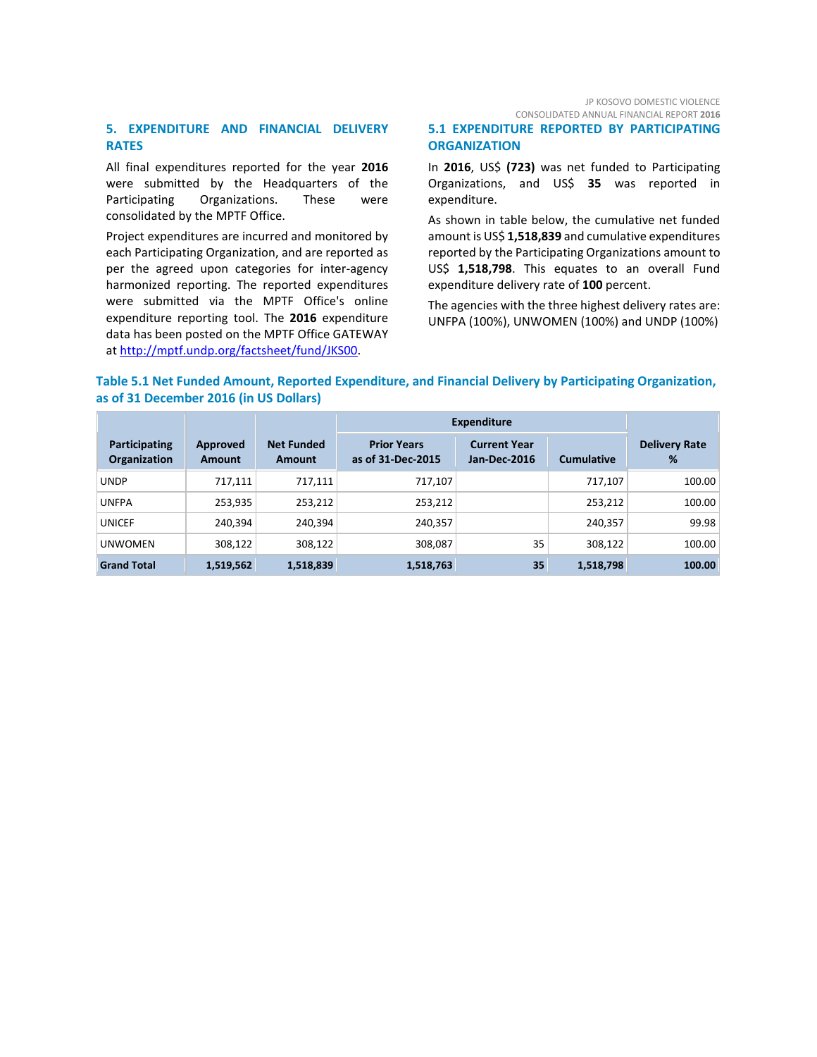## 5. EXPENDITURE AND FINANCIAL DELIVERY RATES

All final expenditures reported for the year **2016** were submitted by the Headquarters of the Participating Organizations. These were consolidated by the MPTF Office.

Project expenditures are incurred and monitored by each Participating Organization, and are reported as per the agreed upon categories for inter-agency harmonized reporting. The reported expenditures were submitted via the MPTF Office's online expenditure reporting tool. The **2016** expenditure data has been posted on the MPTF Office GATEWAY at http://mptf.undp.org/factsheet/fund/JKS00.

### 5.1 EXPENDITURE REPORTED BY PARTICIPATING ORGANIZATION

In **2016**, US$ **(723)** was net funded to Participating Organizations, and US$ **35** was reported in expenditure.

As shown in table below, the cumulative net funded amount is US$ **1,518,839** and cumulative expenditures reported by the Participating Organizations amount to US$ **1,518,798**. This equates to an overall Fund expenditure delivery rate of **100** percent.

The agencies with the three highest delivery rates are: UNFPA (100%), UNWOMEN (100%) and UNDP (100%)

**Table 5.1 Net Funded Amount, Reported Expenditure, and Financial Delivery by Participating Organization, as of 31 December 2016 (in US Dollars)**

| Participating Organization | Approved Amount | Net Funded Amount | Expenditure | | | Delivery Rate % |
|---|---|---|---|---|---|---|
| | | | Prior Years as of 31-Dec-2015 | Current Year Jan-Dec-2016 | Cumulative | |
| UNDP | 717,111 | 717,111 | 717,107 | | 717,107 | 100.00 |
| UNFPA | 253,935 | 253,212 | 253,212 | | 253,212 | 100.00 |
| UNICEF | 240,394 | 240,394 | 240,357 | | 240,357 | 99.98 |
| UNWOMEN | 308,122 | 308,122 | 308,087 | 35 | 308,122 | 100.00 |
| **Grand Total** | **1,519,562** | **1,518,839** | **1,518,763** | **35** | **1,518,798** | **100.00** |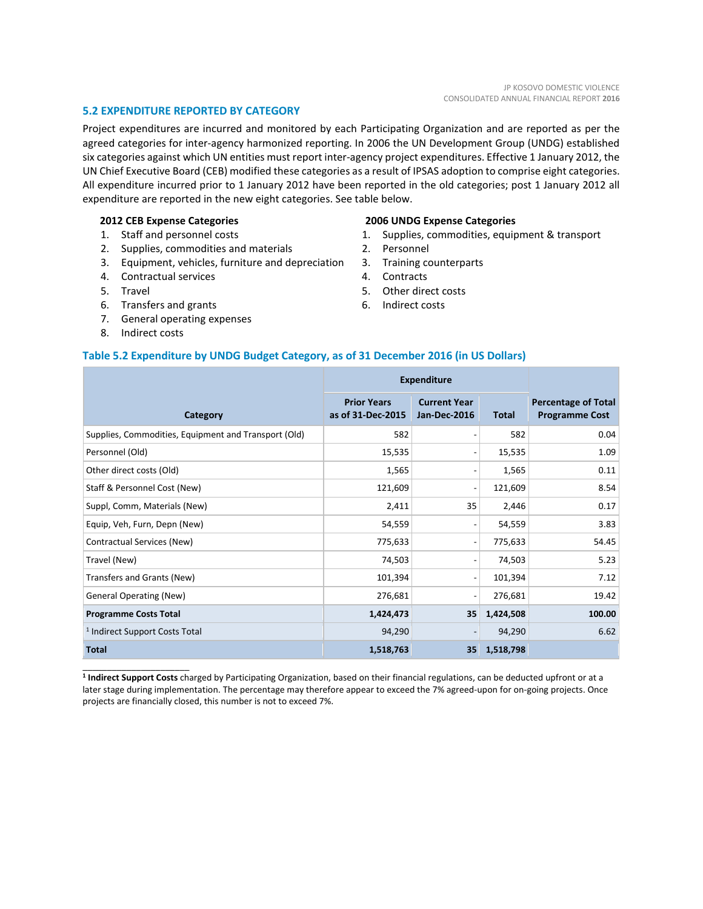## 5.2 EXPENDITURE REPORTED BY CATEGORY

Project expenditures are incurred and monitored by each Participating Organization and are reported as per the agreed categories for inter-agency harmonized reporting. In 2006 the UN Development Group (UNDG) established six categories against which UN entities must report inter-agency project expenditures. Effective 1 January 2012, the UN Chief Executive Board (CEB) modified these categories as a result of IPSAS adoption to comprise eight categories. All expenditure incurred prior to 1 January 2012 have been reported in the old categories; post 1 January 2012 all expenditure are reported in the new eight categories. See table below.

**2012 CEB Expense Categories**

1. Staff and personnel costs
2. Supplies, commodities and materials
3. Equipment, vehicles, furniture and depreciation
4. Contractual services
5. Travel
6. Transfers and grants
7. General operating expenses
8. Indirect costs

**2006 UNDG Expense Categories**

1. Supplies, commodities, equipment & transport
2. Personnel
3. Training counterparts
4. Contracts
5. Other direct costs
6. Indirect costs

### Table 5.2 Expenditure by UNDG Budget Category, as of 31 December 2016 (in US Dollars)

| Category | Expenditure | | | Percentage of Total Programme Cost |
|---|---|---|---|---|
| | Prior Years as of 31-Dec-2015 | Current Year Jan-Dec-2016 | Total | |
| Supplies, Commodities, Equipment and Transport (Old) | 582 | - | 582 | 0.04 |
| Personnel (Old) | 15,535 | - | 15,535 | 1.09 |
| Other direct costs (Old) | 1,565 | - | 1,565 | 0.11 |
| Staff & Personnel Cost (New) | 121,609 | - | 121,609 | 8.54 |
| Suppl, Comm, Materials (New) | 2,411 | 35 | 2,446 | 0.17 |
| Equip, Veh, Furn, Depn (New) | 54,559 | - | 54,559 | 3.83 |
| Contractual Services (New) | 775,633 | - | 775,633 | 54.45 |
| Travel (New) | 74,503 | - | 74,503 | 5.23 |
| Transfers and Grants (New) | 101,394 | - | 101,394 | 7.12 |
| General Operating (New) | 276,681 | - | 276,681 | 19.42 |
| **Programme Costs Total** | **1,424,473** | **35** | **1,424,508** | **100.00** |
| [1] Indirect Support Costs Total | 94,290 | - | 94,290 | 6.62 |
| **Total** | **1,518,763** | **35** | **1,518,798** | |

[1] **Indirect Support Costs** charged by Participating Organization, based on their financial regulations, can be deducted upfront or at a later stage during implementation. The percentage may therefore appear to exceed the 7% agreed-upon for on-going projects. Once projects are financially closed, this number is not to exceed 7%.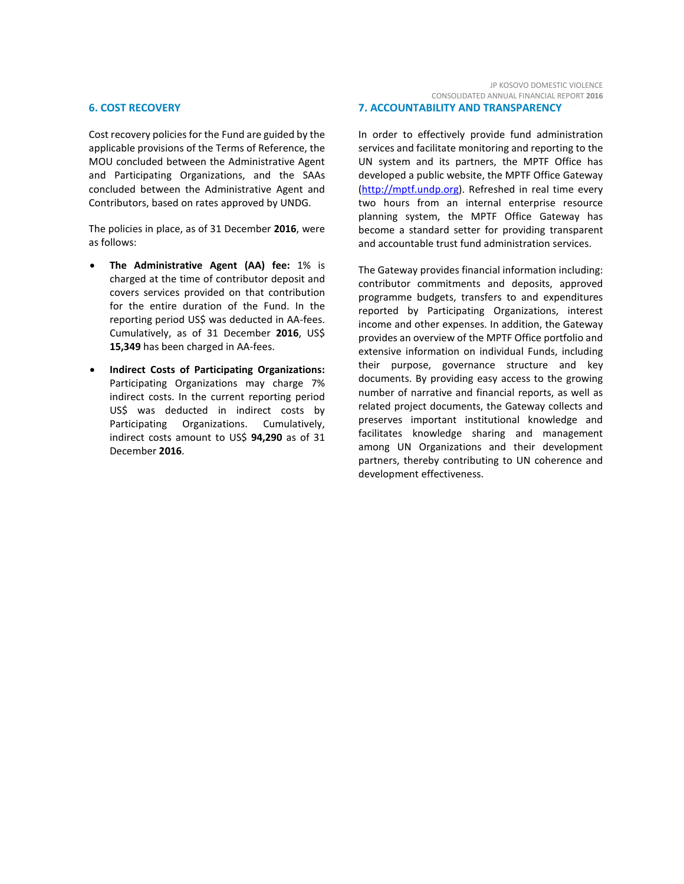## 6. COST RECOVERY

Cost recovery policies for the Fund are guided by the applicable provisions of the Terms of Reference, the MOU concluded between the Administrative Agent and Participating Organizations, and the SAAs concluded between the Administrative Agent and Contributors, based on rates approved by UNDG.

The policies in place, as of 31 December **2016**, were as follows:

- **The Administrative Agent (AA) fee:** 1% is charged at the time of contributor deposit and covers services provided on that contribution for the entire duration of the Fund. In the reporting period US$ was deducted in AA-fees. Cumulatively, as of 31 December **2016**, US$ **15,349** has been charged in AA-fees.
- **Indirect Costs of Participating Organizations:** Participating Organizations may charge 7% indirect costs. In the current reporting period US$ was deducted in indirect costs by Participating Organizations. Cumulatively, indirect costs amount to US$ **94,290** as of 31 December **2016**.

## 7. ACCOUNTABILITY AND TRANSPARENCY

In order to effectively provide fund administration services and facilitate monitoring and reporting to the UN system and its partners, the MPTF Office has developed a public website, the MPTF Office Gateway (http://mptf.undp.org). Refreshed in real time every two hours from an internal enterprise resource planning system, the MPTF Office Gateway has become a standard setter for providing transparent and accountable trust fund administration services.

The Gateway provides financial information including: contributor commitments and deposits, approved programme budgets, transfers to and expenditures reported by Participating Organizations, interest income and other expenses. In addition, the Gateway provides an overview of the MPTF Office portfolio and extensive information on individual Funds, including their purpose, governance structure and key documents. By providing easy access to the growing number of narrative and financial reports, as well as related project documents, the Gateway collects and preserves important institutional knowledge and facilitates knowledge sharing and management among UN Organizations and their development partners, thereby contributing to UN coherence and development effectiveness.